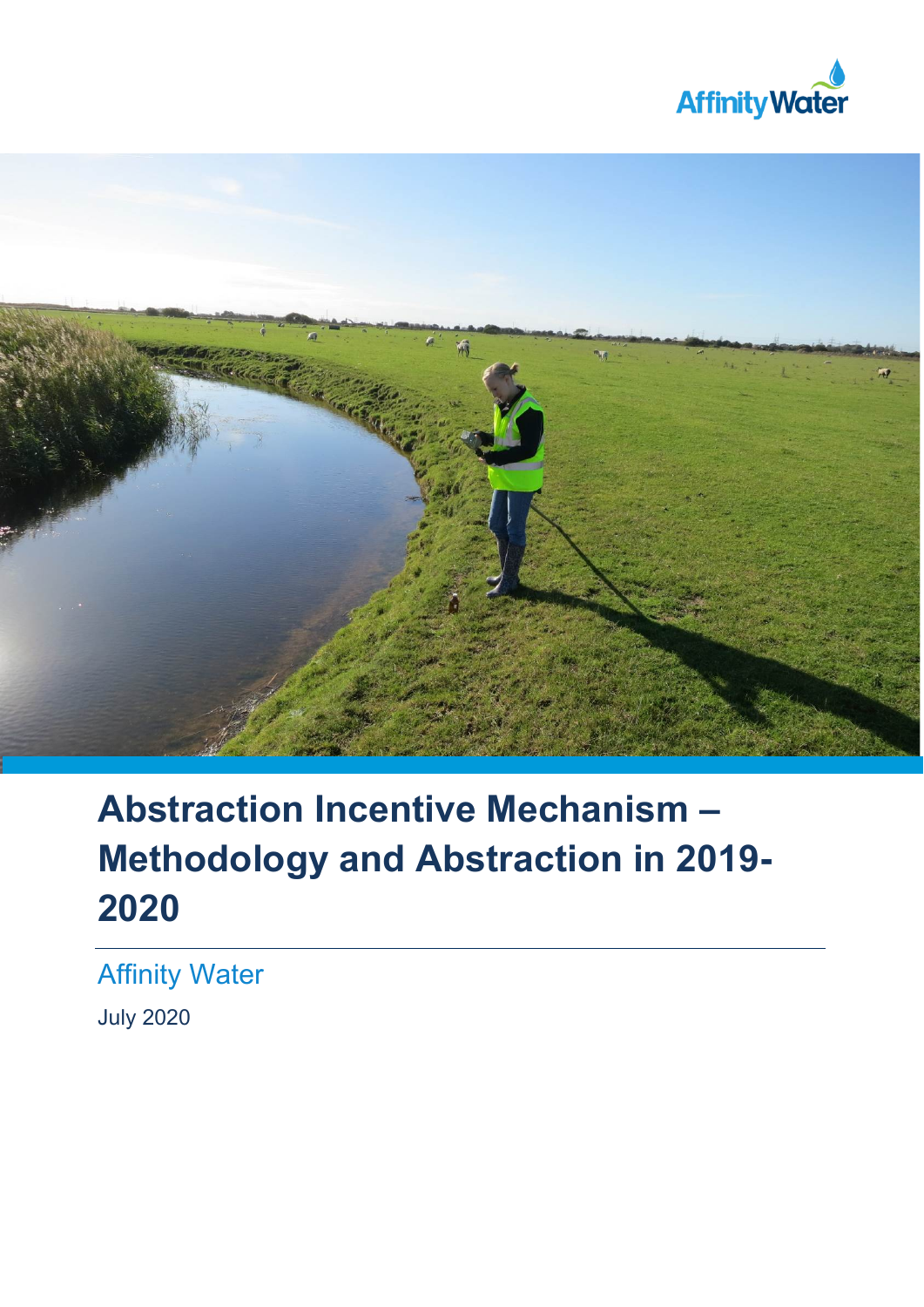# Abstraction Incentive Mechanism – Methodology and Abstraction in 2019-2020

Affinity Water

July 2020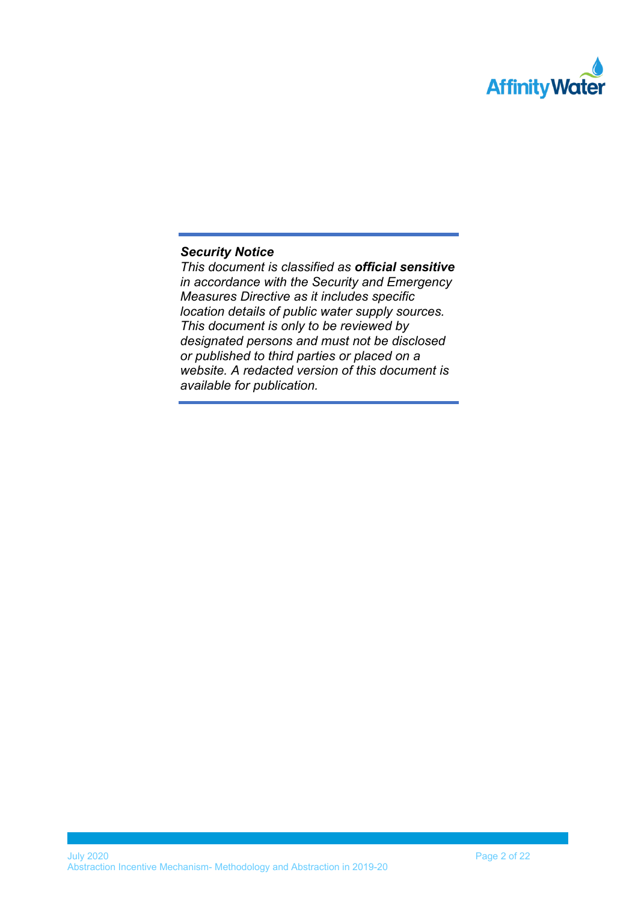***Security Notice***

*This document is classified as **official sensitive** in accordance with the Security and Emergency Measures Directive as it includes specific location details of public water supply sources. This document is only to be reviewed by designated persons and must not be disclosed or published to third parties or placed on a website. A redacted version of this document is available for publication.*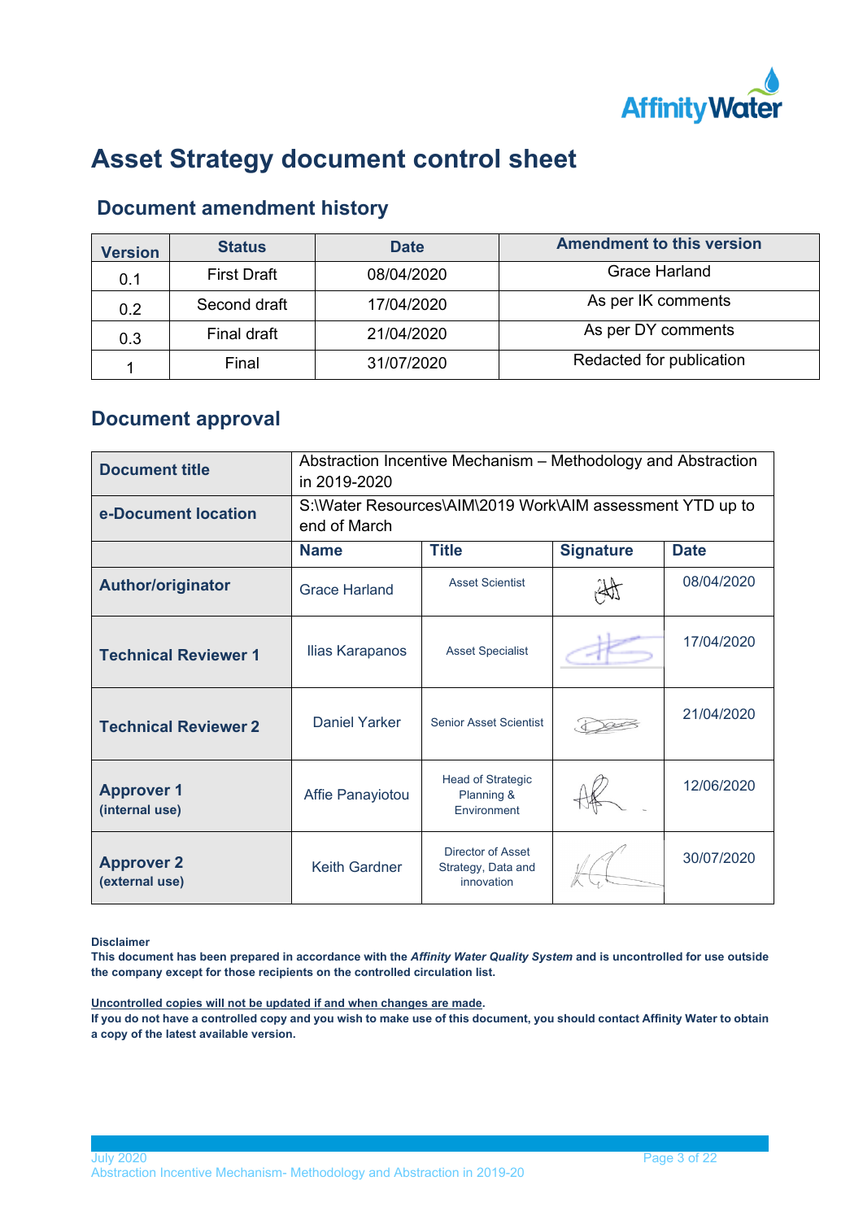# Asset Strategy document control sheet

## Document amendment history

| Version | Status | Date | Amendment to this version |
|---|---|---|---|
| 0.1 | First Draft | 08/04/2020 | Grace Harland |
| 0.2 | Second draft | 17/04/2020 | As per IK comments |
| 0.3 | Final draft | 21/04/2020 | As per DY comments |
| 1 | Final | 31/07/2020 | Redacted for publication |

## Document approval

| **Document title** | Abstraction Incentive Mechanism – Methodology and Abstraction in 2019-2020 | | | |
|---|---|---|---|---|
| **e-Document location** | S:\Water Resources\AIM\2019 Work\AIM assessment YTD up to end of March | | | |
| | **Name** | **Title** | **Signature** | **Date** |
| **Author/originator** | Grace Harland | Asset Scientist | | 08/04/2020 |
| **Technical Reviewer 1** | Ilias Karapanos | Asset Specialist | | 17/04/2020 |
| **Technical Reviewer 2** | Daniel Yarker | Senior Asset Scientist | | 21/04/2020 |
| **Approver 1** (internal use) | Affie Panayiotou | Head of Strategic Planning & Environment | | 12/06/2020 |
| **Approver 2** (external use) | Keith Gardner | Director of Asset Strategy, Data and innovation | | 30/07/2020 |

**Disclaimer**
**This document has been prepared in accordance with the *Affinity Water Quality System* and is uncontrolled for use outside the company except for those recipients on the controlled circulation list.**

**Uncontrolled copies will not be updated if and when changes are made.**
**If you do not have a controlled copy and you wish to make use of this document, you should contact Affinity Water to obtain a copy of the latest available version.**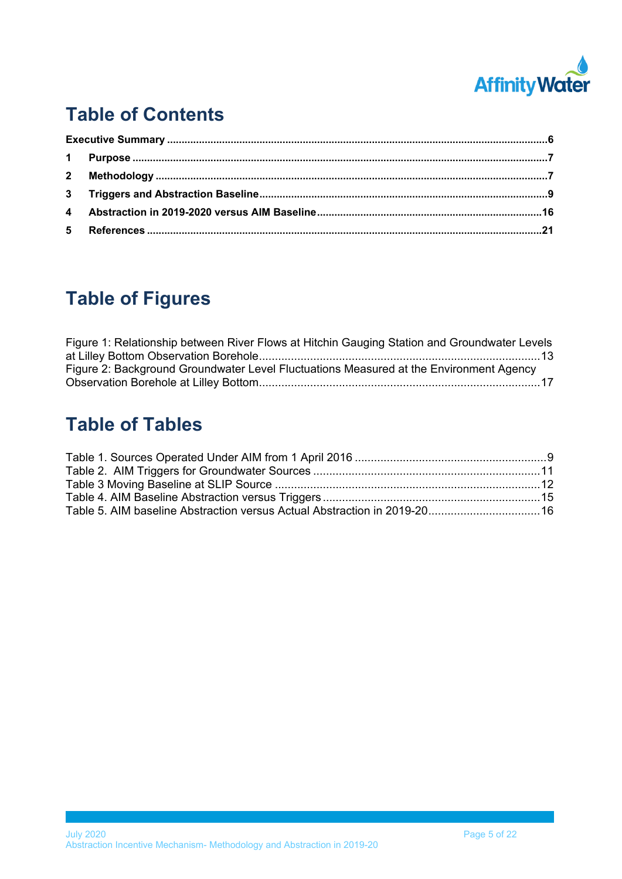# Table of Contents

**Executive Summary** ....................................................................................................6

**1 Purpose** ....................................................................................................7

**2 Methodology** ....................................................................................................7

**3 Triggers and Abstraction Baseline** ....................................................................................................9

**4 Abstraction in 2019-2020 versus AIM Baseline** ....................................................................................................16

**5 References** ....................................................................................................21

# Table of Figures

Figure 1: Relationship between River Flows at Hitchin Gauging Station and Groundwater Levels at Lilley Bottom Observation Borehole....................................................................................................13

Figure 2: Background Groundwater Level Fluctuations Measured at the Environment Agency Observation Borehole at Lilley Bottom....................................................................................................17

# Table of Tables

Table 1. Sources Operated Under AIM from 1 April 2016 ....................................................................................................9

Table 2. AIM Triggers for Groundwater Sources ....................................................................................................11

Table 3 Moving Baseline at SLIP Source ....................................................................................................12

Table 4. AIM Baseline Abstraction versus Triggers ....................................................................................................15

Table 5. AIM baseline Abstraction versus Actual Abstraction in 2019-20....................................................................................................16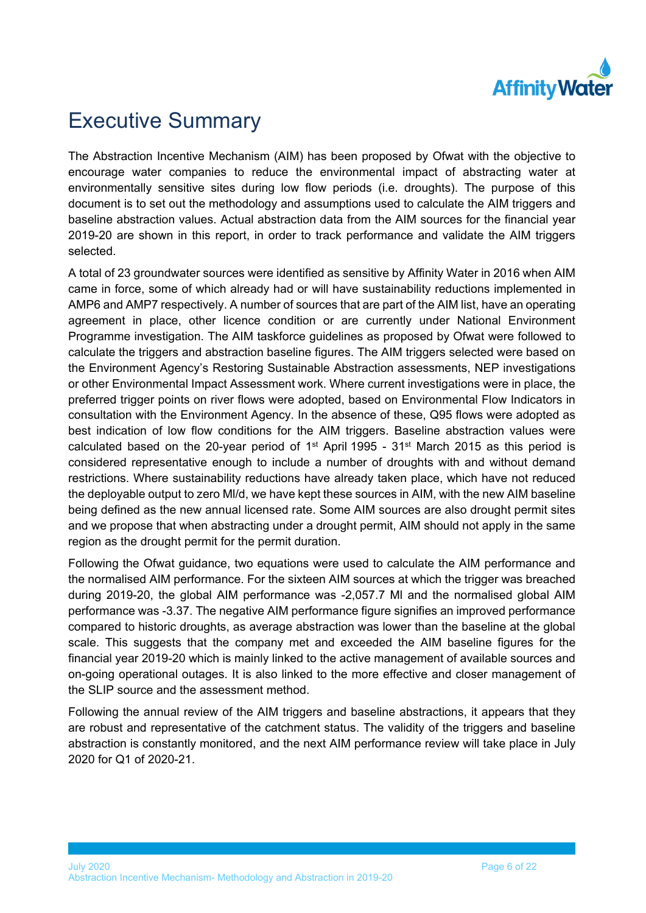# Executive Summary

The Abstraction Incentive Mechanism (AIM) has been proposed by Ofwat with the objective to encourage water companies to reduce the environmental impact of abstracting water at environmentally sensitive sites during low flow periods (i.e. droughts). The purpose of this document is to set out the methodology and assumptions used to calculate the AIM triggers and baseline abstraction values. Actual abstraction data from the AIM sources for the financial year 2019-20 are shown in this report, in order to track performance and validate the AIM triggers selected.

A total of 23 groundwater sources were identified as sensitive by Affinity Water in 2016 when AIM came in force, some of which already had or will have sustainability reductions implemented in AMP6 and AMP7 respectively. A number of sources that are part of the AIM list, have an operating agreement in place, other licence condition or are currently under National Environment Programme investigation. The AIM taskforce guidelines as proposed by Ofwat were followed to calculate the triggers and abstraction baseline figures. The AIM triggers selected were based on the Environment Agency's Restoring Sustainable Abstraction assessments, NEP investigations or other Environmental Impact Assessment work. Where current investigations were in place, the preferred trigger points on river flows were adopted, based on Environmental Flow Indicators in consultation with the Environment Agency. In the absence of these, Q95 flows were adopted as best indication of low flow conditions for the AIM triggers. Baseline abstraction values were calculated based on the 20-year period of 1st April 1995 - 31st March 2015 as this period is considered representative enough to include a number of droughts with and without demand restrictions. Where sustainability reductions have already taken place, which have not reduced the deployable output to zero Ml/d, we have kept these sources in AIM, with the new AIM baseline being defined as the new annual licensed rate. Some AIM sources are also drought permit sites and we propose that when abstracting under a drought permit, AIM should not apply in the same region as the drought permit for the permit duration.

Following the Ofwat guidance, two equations were used to calculate the AIM performance and the normalised AIM performance. For the sixteen AIM sources at which the trigger was breached during 2019-20, the global AIM performance was -2,057.7 Ml and the normalised global AIM performance was -3.37. The negative AIM performance figure signifies an improved performance compared to historic droughts, as average abstraction was lower than the baseline at the global scale. This suggests that the company met and exceeded the AIM baseline figures for the financial year 2019-20 which is mainly linked to the active management of available sources and on-going operational outages. It is also linked to the more effective and closer management of the SLIP source and the assessment method.

Following the annual review of the AIM triggers and baseline abstractions, it appears that they are robust and representative of the catchment status. The validity of the triggers and baseline abstraction is constantly monitored, and the next AIM performance review will take place in July 2020 for Q1 of 2020-21.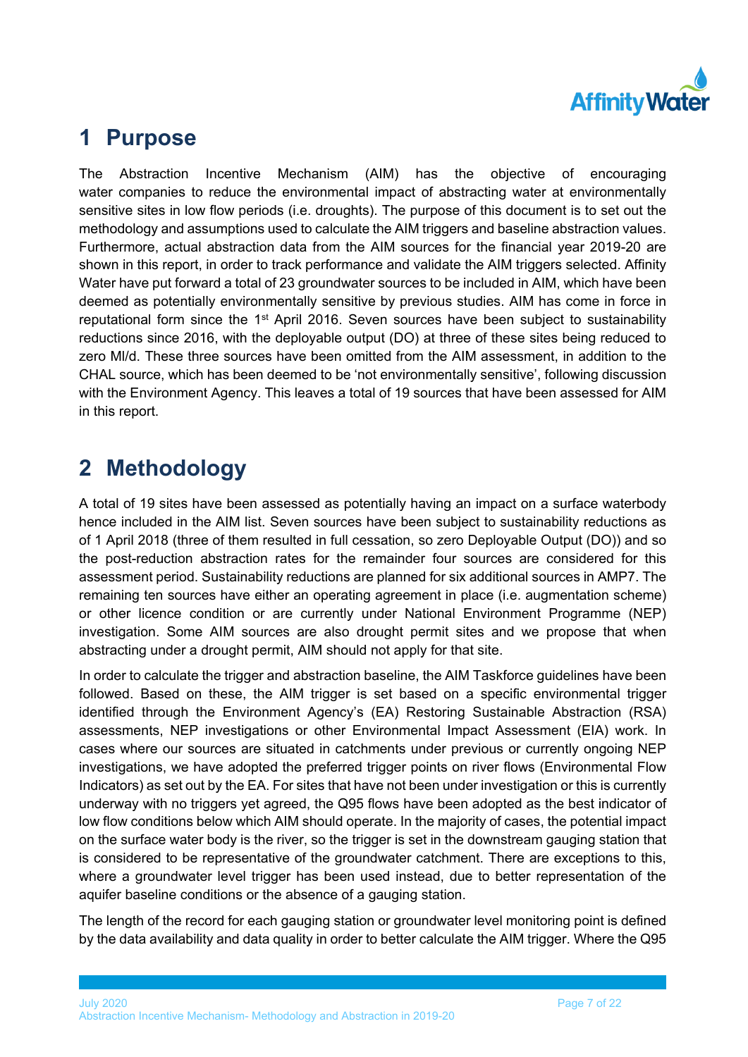# 1 Purpose

The Abstraction Incentive Mechanism (AIM) has the objective of encouraging water companies to reduce the environmental impact of abstracting water at environmentally sensitive sites in low flow periods (i.e. droughts). The purpose of this document is to set out the methodology and assumptions used to calculate the AIM triggers and baseline abstraction values. Furthermore, actual abstraction data from the AIM sources for the financial year 2019-20 are shown in this report, in order to track performance and validate the AIM triggers selected. Affinity Water have put forward a total of 23 groundwater sources to be included in AIM, which have been deemed as potentially environmentally sensitive by previous studies. AIM has come in force in reputational form since the 1st April 2016. Seven sources have been subject to sustainability reductions since 2016, with the deployable output (DO) at three of these sites being reduced to zero Ml/d. These three sources have been omitted from the AIM assessment, in addition to the CHAL source, which has been deemed to be 'not environmentally sensitive', following discussion with the Environment Agency. This leaves a total of 19 sources that have been assessed for AIM in this report.

# 2 Methodology

A total of 19 sites have been assessed as potentially having an impact on a surface waterbody hence included in the AIM list. Seven sources have been subject to sustainability reductions as of 1 April 2018 (three of them resulted in full cessation, so zero Deployable Output (DO)) and so the post-reduction abstraction rates for the remainder four sources are considered for this assessment period. Sustainability reductions are planned for six additional sources in AMP7. The remaining ten sources have either an operating agreement in place (i.e. augmentation scheme) or other licence condition or are currently under National Environment Programme (NEP) investigation. Some AIM sources are also drought permit sites and we propose that when abstracting under a drought permit, AIM should not apply for that site.

In order to calculate the trigger and abstraction baseline, the AIM Taskforce guidelines have been followed. Based on these, the AIM trigger is set based on a specific environmental trigger identified through the Environment Agency's (EA) Restoring Sustainable Abstraction (RSA) assessments, NEP investigations or other Environmental Impact Assessment (EIA) work. In cases where our sources are situated in catchments under previous or currently ongoing NEP investigations, we have adopted the preferred trigger points on river flows (Environmental Flow Indicators) as set out by the EA. For sites that have not been under investigation or this is currently underway with no triggers yet agreed, the Q95 flows have been adopted as the best indicator of low flow conditions below which AIM should operate. In the majority of cases, the potential impact on the surface water body is the river, so the trigger is set in the downstream gauging station that is considered to be representative of the groundwater catchment. There are exceptions to this, where a groundwater level trigger has been used instead, due to better representation of the aquifer baseline conditions or the absence of a gauging station.

The length of the record for each gauging station or groundwater level monitoring point is defined by the data availability and data quality in order to better calculate the AIM trigger. Where the Q95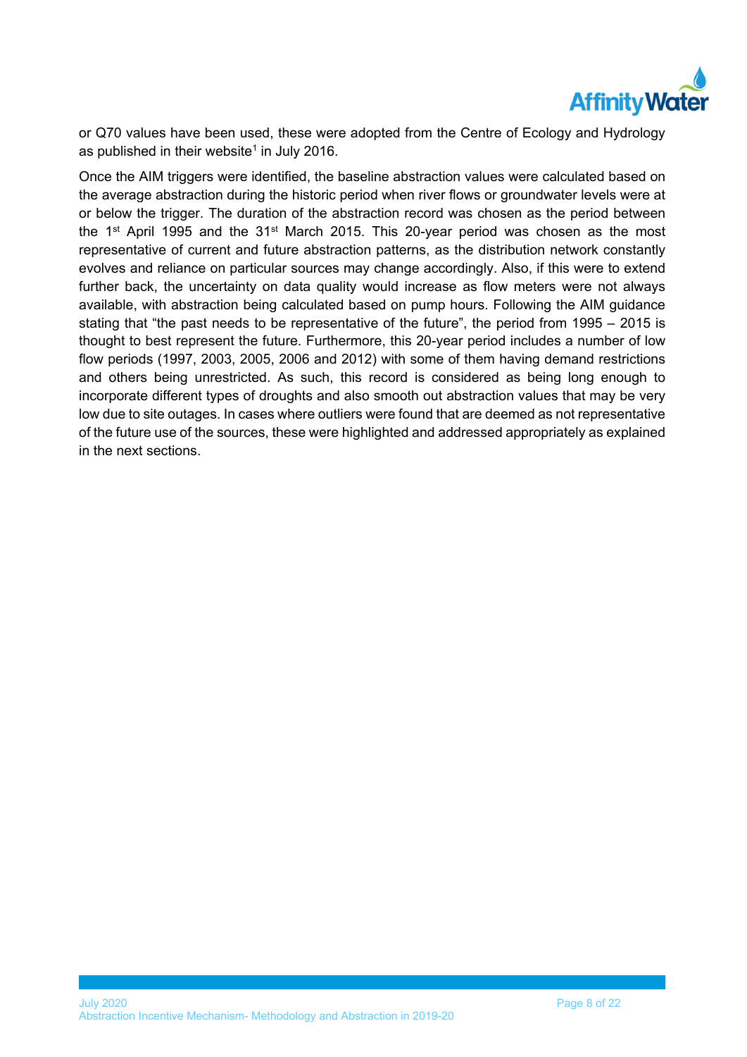or Q70 values have been used, these were adopted from the Centre of Ecology and Hydrology as published in their website[1] in July 2016.

Once the AIM triggers were identified, the baseline abstraction values were calculated based on the average abstraction during the historic period when river flows or groundwater levels were at or below the trigger. The duration of the abstraction record was chosen as the period between the 1st April 1995 and the 31st March 2015. This 20-year period was chosen as the most representative of current and future abstraction patterns, as the distribution network constantly evolves and reliance on particular sources may change accordingly. Also, if this were to extend further back, the uncertainty on data quality would increase as flow meters were not always available, with abstraction being calculated based on pump hours. Following the AIM guidance stating that "the past needs to be representative of the future", the period from 1995 – 2015 is thought to best represent the future. Furthermore, this 20-year period includes a number of low flow periods (1997, 2003, 2005, 2006 and 2012) with some of them having demand restrictions and others being unrestricted. As such, this record is considered as being long enough to incorporate different types of droughts and also smooth out abstraction values that may be very low due to site outages. In cases where outliers were found that are deemed as not representative of the future use of the sources, these were highlighted and addressed appropriately as explained in the next sections.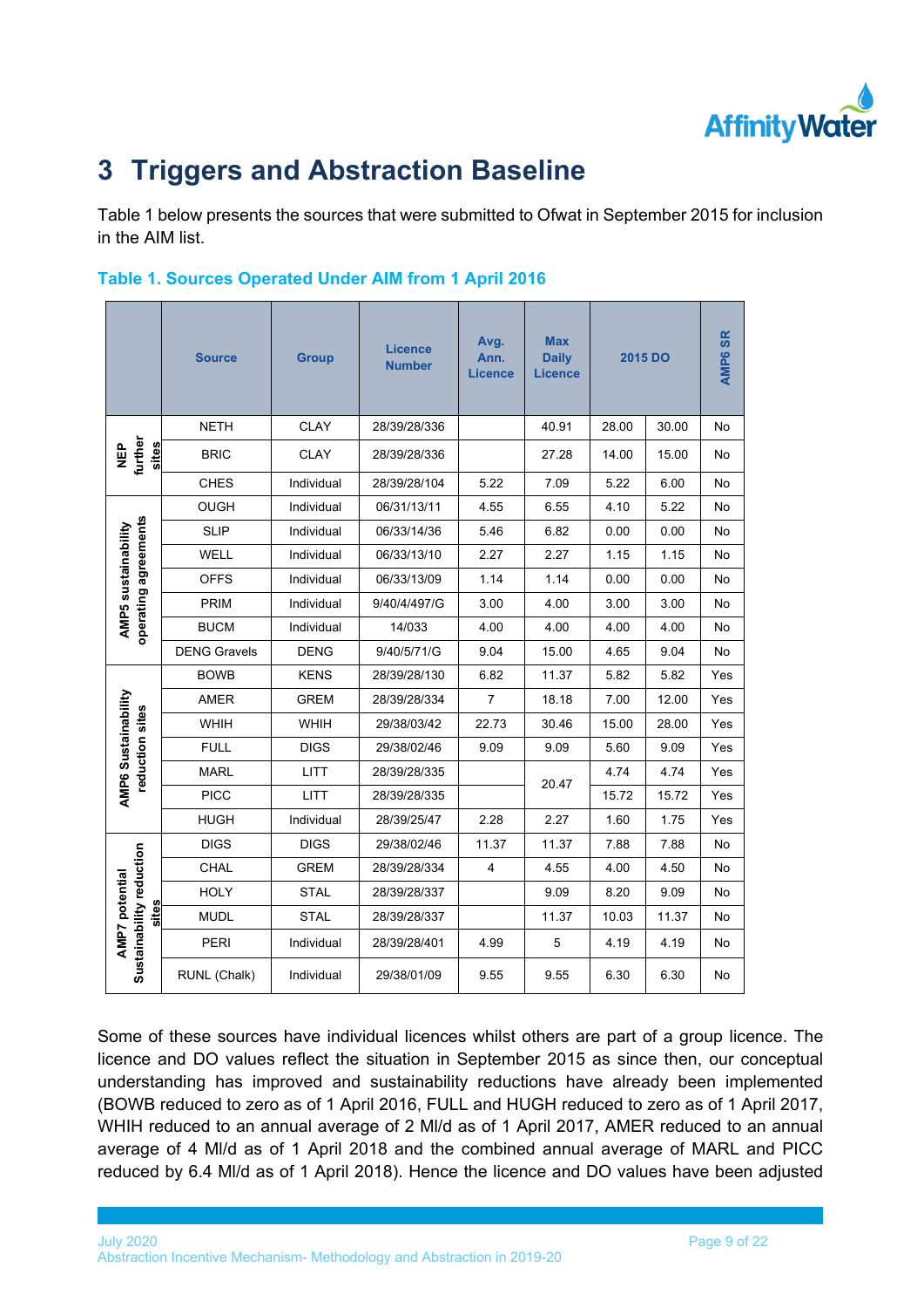# 3 Triggers and Abstraction Baseline

Table 1 below presents the sources that were submitted to Ofwat in September 2015 for inclusion in the AIM list.

**Table 1. Sources Operated Under AIM from 1 April 2016**

| | Source | Group | Licence Number | Avg. Ann. Licence | Max Daily Licence | 2015 DO | | AMP6 SR |
|---|---|---|---|---|---|---|---|---|
| NEP further sites | NETH | CLAY | 28/39/28/336 | | 40.91 | 28.00 | 30.00 | No |
| | BRIC | CLAY | 28/39/28/336 | | 27.28 | 14.00 | 15.00 | No |
| | CHES | Individual | 28/39/28/104 | 5.22 | 7.09 | 5.22 | 6.00 | No |
| AMP5 sustainability operating agreements | OUGH | Individual | 06/31/13/11 | 4.55 | 6.55 | 4.10 | 5.22 | No |
| | SLIP | Individual | 06/33/14/36 | 5.46 | 6.82 | 0.00 | 0.00 | No |
| | WELL | Individual | 06/33/13/10 | 2.27 | 2.27 | 1.15 | 1.15 | No |
| | OFFS | Individual | 06/33/13/09 | 1.14 | 1.14 | 0.00 | 0.00 | No |
| | PRIM | Individual | 9/40/4/497/G | 3.00 | 4.00 | 3.00 | 3.00 | No |
| | BUCM | Individual | 14/033 | 4.00 | 4.00 | 4.00 | 4.00 | No |
| | DENG Gravels | DENG | 9/40/5/71/G | 9.04 | 15.00 | 4.65 | 9.04 | No |
| AMP6 Sustainability reduction sites | BOWB | KENS | 28/39/28/130 | 6.82 | 11.37 | 5.82 | 5.82 | Yes |
| | AMER | GREM | 28/39/28/334 | 7 | 18.18 | 7.00 | 12.00 | Yes |
| | WHIH | WHIH | 29/38/03/42 | 22.73 | 30.46 | 15.00 | 28.00 | Yes |
| | FULL | DIGS | 29/38/02/46 | 9.09 | 9.09 | 5.60 | 9.09 | Yes |
| | MARL | LITT | 28/39/28/335 | | 20.47 | 4.74 | 4.74 | Yes |
| | PICC | LITT | 28/39/28/335 | | | 15.72 | 15.72 | Yes |
| | HUGH | Individual | 28/39/25/47 | 2.28 | 2.27 | 1.60 | 1.75 | Yes |
| AMP7 potential Sustainability reduction sites | DIGS | DIGS | 29/38/02/46 | 11.37 | 11.37 | 7.88 | 7.88 | No |
| | CHAL | GREM | 28/39/28/334 | 4 | 4.55 | 4.00 | 4.50 | No |
| | HOLY | STAL | 28/39/28/337 | | 9.09 | 8.20 | 9.09 | No |
| | MUDL | STAL | 28/39/28/337 | | 11.37 | 10.03 | 11.37 | No |
| | PERI | Individual | 28/39/28/401 | 4.99 | 5 | 4.19 | 4.19 | No |
| | RUNL (Chalk) | Individual | 29/38/01/09 | 9.55 | 9.55 | 6.30 | 6.30 | No |

Some of these sources have individual licences whilst others are part of a group licence. The licence and DO values reflect the situation in September 2015 as since then, our conceptual understanding has improved and sustainability reductions have already been implemented (BOWB reduced to zero as of 1 April 2016, FULL and HUGH reduced to zero as of 1 April 2017, WHIH reduced to an annual average of 2 Ml/d as of 1 April 2017, AMER reduced to an annual average of 4 Ml/d as of 1 April 2018 and the combined annual average of MARL and PICC reduced by 6.4 Ml/d as of 1 April 2018). Hence the licence and DO values have been adjusted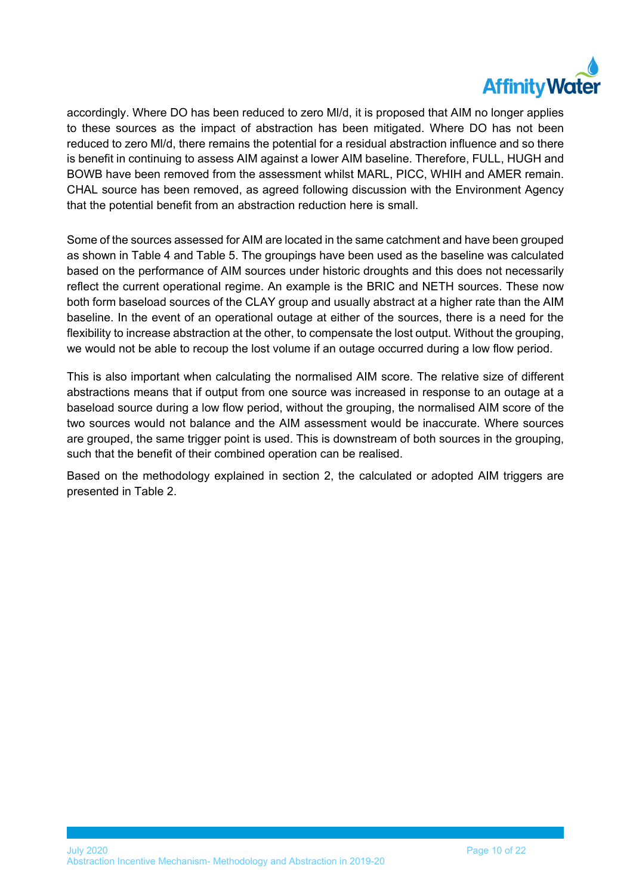accordingly. Where DO has been reduced to zero Ml/d, it is proposed that AIM no longer applies to these sources as the impact of abstraction has been mitigated. Where DO has not been reduced to zero Ml/d, there remains the potential for a residual abstraction influence and so there is benefit in continuing to assess AIM against a lower AIM baseline. Therefore, FULL, HUGH and BOWB have been removed from the assessment whilst MARL, PICC, WHIH and AMER remain. CHAL source has been removed, as agreed following discussion with the Environment Agency that the potential benefit from an abstraction reduction here is small.

Some of the sources assessed for AIM are located in the same catchment and have been grouped as shown in Table 4 and Table 5. The groupings have been used as the baseline was calculated based on the performance of AIM sources under historic droughts and this does not necessarily reflect the current operational regime. An example is the BRIC and NETH sources. These now both form baseload sources of the CLAY group and usually abstract at a higher rate than the AIM baseline. In the event of an operational outage at either of the sources, there is a need for the flexibility to increase abstraction at the other, to compensate the lost output. Without the grouping, we would not be able to recoup the lost volume if an outage occurred during a low flow period.

This is also important when calculating the normalised AIM score. The relative size of different abstractions means that if output from one source was increased in response to an outage at a baseload source during a low flow period, without the grouping, the normalised AIM score of the two sources would not balance and the AIM assessment would be inaccurate. Where sources are grouped, the same trigger point is used. This is downstream of both sources in the grouping, such that the benefit of their combined operation can be realised.

Based on the methodology explained in section 2, the calculated or adopted AIM triggers are presented in Table 2.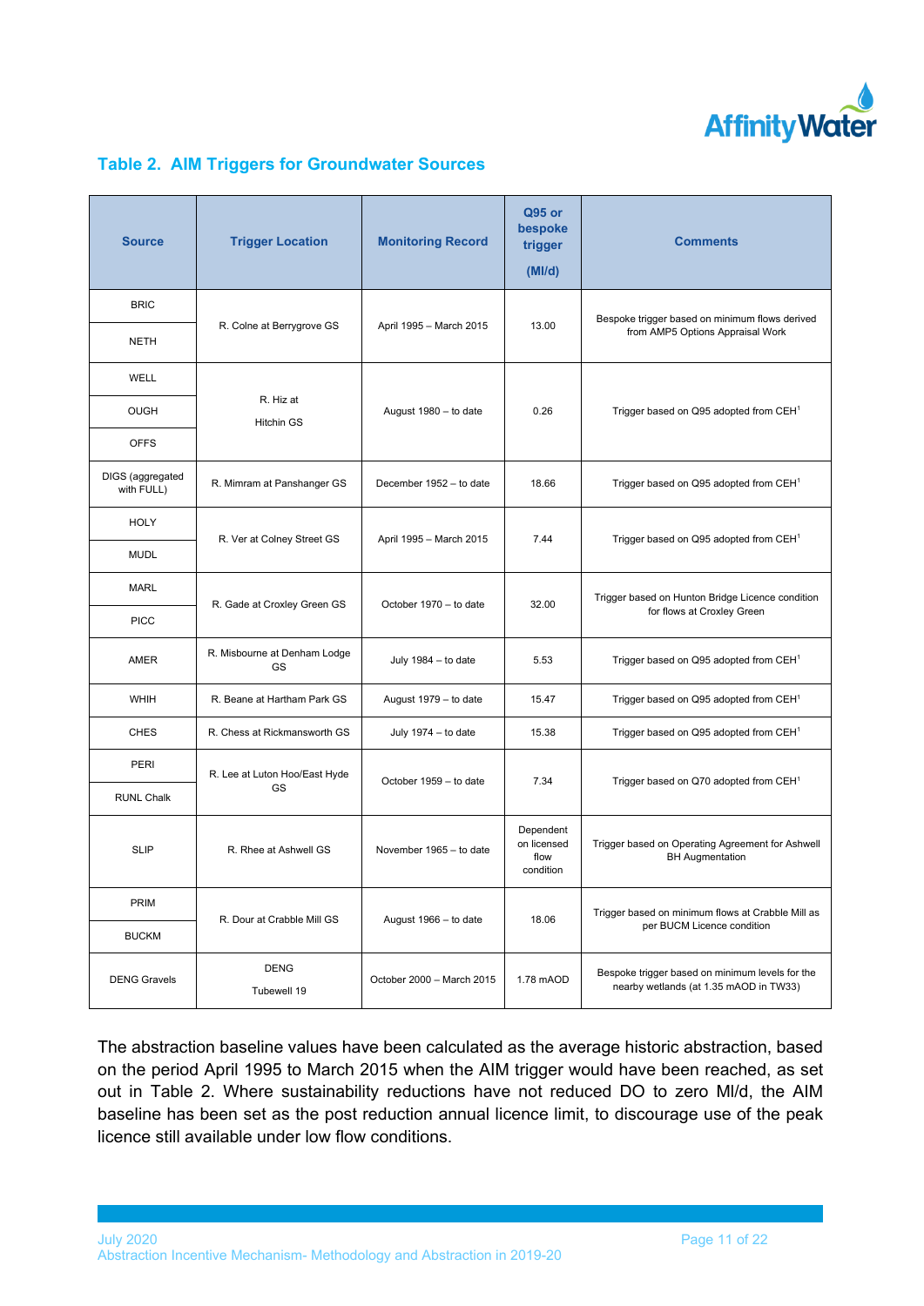### Table 2. AIM Triggers for Groundwater Sources

| Source | Trigger Location | Monitoring Record | Q95 or bespoke trigger (Ml/d) | Comments |
|---|---|---|---|---|
| BRIC | R. Colne at Berrygrove GS | April 1995 – March 2015 | 13.00 | Bespoke trigger based on minimum flows derived from AMP5 Options Appraisal Work |
| NETH | | | | |
| WELL | R. Hiz at Hitchin GS | August 1980 – to date | 0.26 | Trigger based on Q95 adopted from CEH[1] |
| OUGH | | | | |
| OFFS | | | | |
| DIGS (aggregated with FULL) | R. Mimram at Panshanger GS | December 1952 – to date | 18.66 | Trigger based on Q95 adopted from CEH[1] |
| HOLY | R. Ver at Colney Street GS | April 1995 – March 2015 | 7.44 | Trigger based on Q95 adopted from CEH[1] |
| MUDL | | | | |
| MARL | R. Gade at Croxley Green GS | October 1970 – to date | 32.00 | Trigger based on Hunton Bridge Licence condition for flows at Croxley Green |
| PICC | | | | |
| AMER | R. Misbourne at Denham Lodge GS | July 1984 – to date | 5.53 | Trigger based on Q95 adopted from CEH[1] |
| WHIH | R. Beane at Hartham Park GS | August 1979 – to date | 15.47 | Trigger based on Q95 adopted from CEH[1] |
| CHES | R. Chess at Rickmansworth GS | July 1974 – to date | 15.38 | Trigger based on Q95 adopted from CEH[1] |
| PERI | R. Lee at Luton Hoo/East Hyde GS | October 1959 – to date | 7.34 | Trigger based on Q70 adopted from CEH[1] |
| RUNL Chalk | | | | |
| SLIP | R. Rhee at Ashwell GS | November 1965 – to date | Dependent on licensed flow condition | Trigger based on Operating Agreement for Ashwell BH Augmentation |
| PRIM | R. Dour at Crabble Mill GS | August 1966 – to date | 18.06 | Trigger based on minimum flows at Crabble Mill as per BUCM Licence condition |
| BUCKM | | | | |
| DENG Gravels | DENG Tubewell 19 | October 2000 – March 2015 | 1.78 mAOD | Bespoke trigger based on minimum levels for the nearby wetlands (at 1.35 mAOD in TW33) |

The abstraction baseline values have been calculated as the average historic abstraction, based on the period April 1995 to March 2015 when the AIM trigger would have been reached, as set out in Table 2. Where sustainability reductions have not reduced DO to zero Ml/d, the AIM baseline has been set as the post reduction annual licence limit, to discourage use of the peak licence still available under low flow conditions.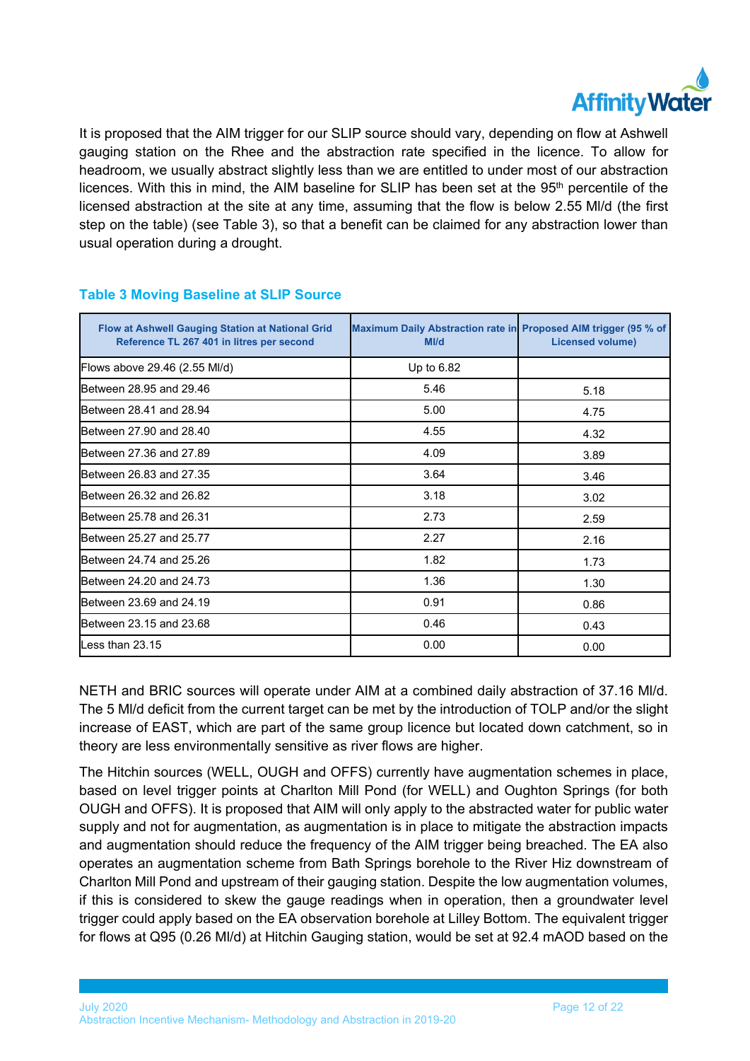It is proposed that the AIM trigger for our SLIP source should vary, depending on flow at Ashwell gauging station on the Rhee and the abstraction rate specified in the licence. To allow for headroom, we usually abstract slightly less than we are entitled to under most of our abstraction licences. With this in mind, the AIM baseline for SLIP has been set at the 95th percentile of the licensed abstraction at the site at any time, assuming that the flow is below 2.55 Ml/d (the first step on the table) (see Table 3), so that a benefit can be claimed for any abstraction lower than usual operation during a drought.

### Table 3 Moving Baseline at SLIP Source

| Flow at Ashwell Gauging Station at National Grid Reference TL 267 401 in litres per second | Maximum Daily Abstraction rate in Ml/d | Proposed AIM trigger (95 % of Licensed volume) |
|---|---|---|
| Flows above 29.46 (2.55 Ml/d) | Up to 6.82 | |
| Between 28.95 and 29.46 | 5.46 | 5.18 |
| Between 28.41 and 28.94 | 5.00 | 4.75 |
| Between 27.90 and 28.40 | 4.55 | 4.32 |
| Between 27.36 and 27.89 | 4.09 | 3.89 |
| Between 26.83 and 27.35 | 3.64 | 3.46 |
| Between 26.32 and 26.82 | 3.18 | 3.02 |
| Between 25.78 and 26.31 | 2.73 | 2.59 |
| Between 25.27 and 25.77 | 2.27 | 2.16 |
| Between 24.74 and 25.26 | 1.82 | 1.73 |
| Between 24.20 and 24.73 | 1.36 | 1.30 |
| Between 23.69 and 24.19 | 0.91 | 0.86 |
| Between 23.15 and 23.68 | 0.46 | 0.43 |
| Less than 23.15 | 0.00 | 0.00 |

NETH and BRIC sources will operate under AIM at a combined daily abstraction of 37.16 Ml/d. The 5 Ml/d deficit from the current target can be met by the introduction of TOLP and/or the slight increase of EAST, which are part of the same group licence but located down catchment, so in theory are less environmentally sensitive as river flows are higher.

The Hitchin sources (WELL, OUGH and OFFS) currently have augmentation schemes in place, based on level trigger points at Charlton Mill Pond (for WELL) and Oughton Springs (for both OUGH and OFFS). It is proposed that AIM will only apply to the abstracted water for public water supply and not for augmentation, as augmentation is in place to mitigate the abstraction impacts and augmentation should reduce the frequency of the AIM trigger being breached. The EA also operates an augmentation scheme from Bath Springs borehole to the River Hiz downstream of Charlton Mill Pond and upstream of their gauging station. Despite the low augmentation volumes, if this is considered to skew the gauge readings when in operation, then a groundwater level trigger could apply based on the EA observation borehole at Lilley Bottom. The equivalent trigger for flows at Q95 (0.26 Ml/d) at Hitchin Gauging station, would be set at 92.4 mAOD based on the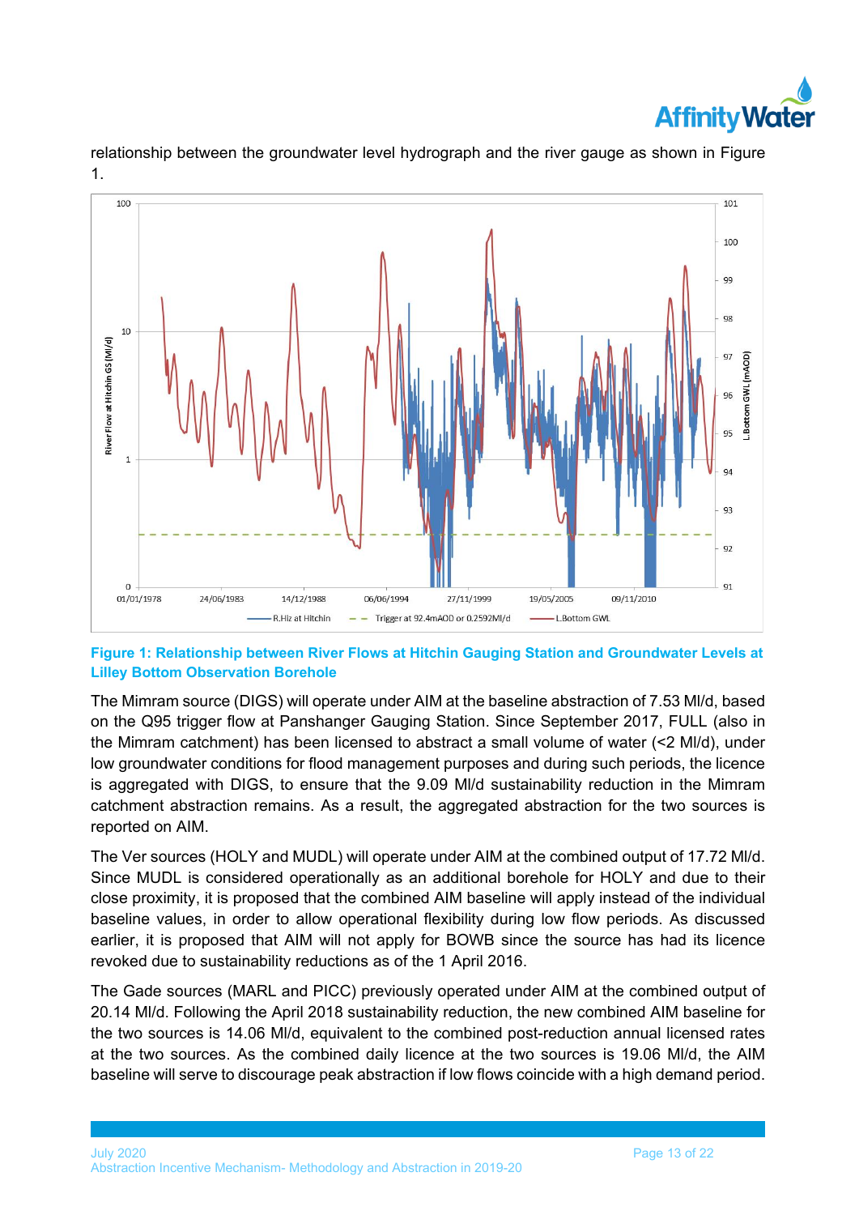relationship between the groundwater level hydrograph and the river gauge as shown in Figure 1.

**Figure 1: Relationship between River Flows at Hitchin Gauging Station and Groundwater Levels at Lilley Bottom Observation Borehole**

The Mimram source (DIGS) will operate under AIM at the baseline abstraction of 7.53 Ml/d, based on the Q95 trigger flow at Panshanger Gauging Station. Since September 2017, FULL (also in the Mimram catchment) has been licensed to abstract a small volume of water (<2 Ml/d), under low groundwater conditions for flood management purposes and during such periods, the licence is aggregated with DIGS, to ensure that the 9.09 Ml/d sustainability reduction in the Mimram catchment abstraction remains. As a result, the aggregated abstraction for the two sources is reported on AIM.

The Ver sources (HOLY and MUDL) will operate under AIM at the combined output of 17.72 Ml/d. Since MUDL is considered operationally as an additional borehole for HOLY and due to their close proximity, it is proposed that the combined AIM baseline will apply instead of the individual baseline values, in order to allow operational flexibility during low flow periods. As discussed earlier, it is proposed that AIM will not apply for BOWB since the source has had its licence revoked due to sustainability reductions as of the 1 April 2016.

The Gade sources (MARL and PICC) previously operated under AIM at the combined output of 20.14 Ml/d. Following the April 2018 sustainability reduction, the new combined AIM baseline for the two sources is 14.06 Ml/d, equivalent to the combined post-reduction annual licensed rates at the two sources. As the combined daily licence at the two sources is 19.06 Ml/d, the AIM baseline will serve to discourage peak abstraction if low flows coincide with a high demand period.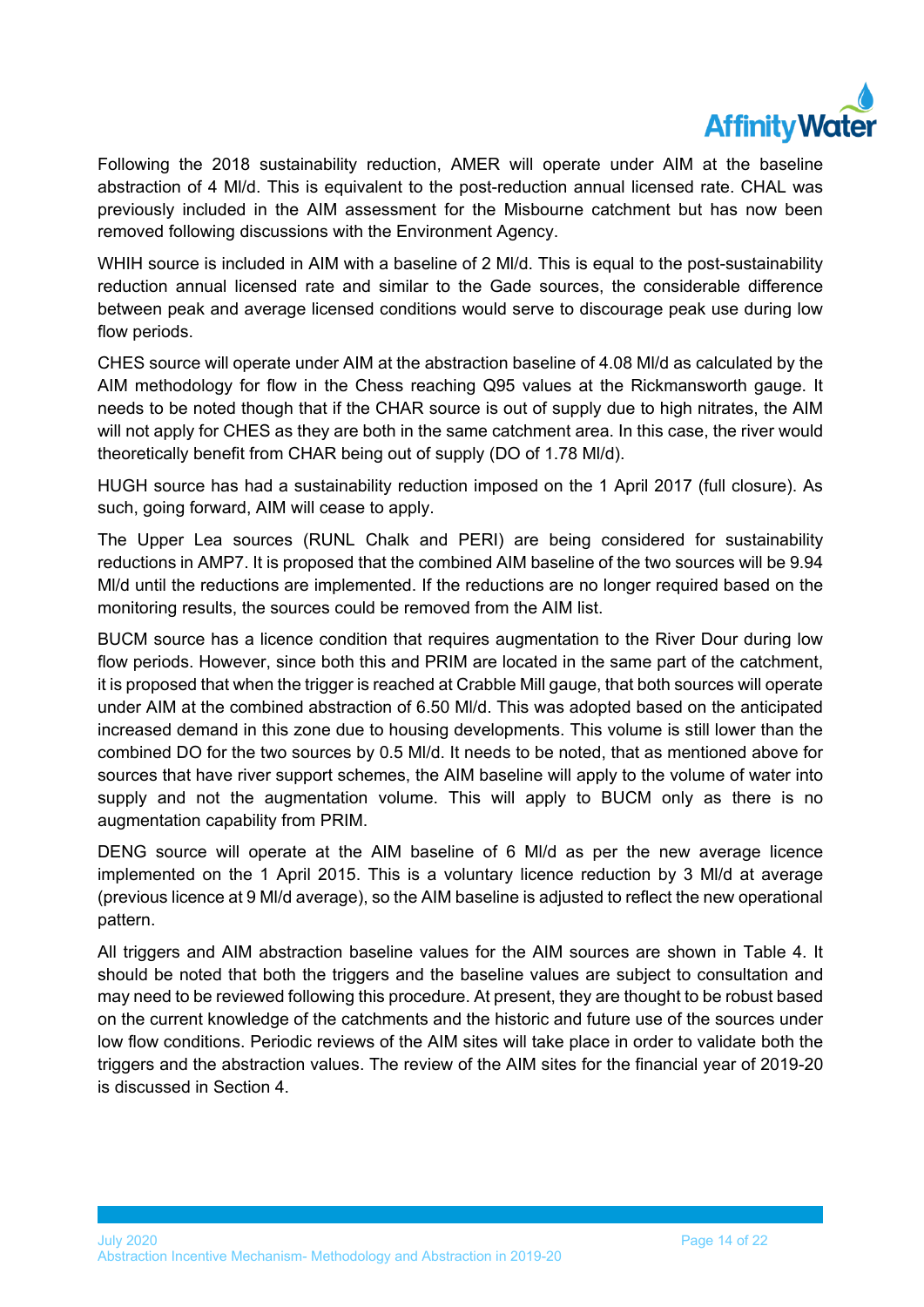Following the 2018 sustainability reduction, AMER will operate under AIM at the baseline abstraction of 4 Ml/d. This is equivalent to the post-reduction annual licensed rate. CHAL was previously included in the AIM assessment for the Misbourne catchment but has now been removed following discussions with the Environment Agency.

WHIH source is included in AIM with a baseline of 2 Ml/d. This is equal to the post-sustainability reduction annual licensed rate and similar to the Gade sources, the considerable difference between peak and average licensed conditions would serve to discourage peak use during low flow periods.

CHES source will operate under AIM at the abstraction baseline of 4.08 Ml/d as calculated by the AIM methodology for flow in the Chess reaching Q95 values at the Rickmansworth gauge. It needs to be noted though that if the CHAR source is out of supply due to high nitrates, the AIM will not apply for CHES as they are both in the same catchment area. In this case, the river would theoretically benefit from CHAR being out of supply (DO of 1.78 Ml/d).

HUGH source has had a sustainability reduction imposed on the 1 April 2017 (full closure). As such, going forward, AIM will cease to apply.

The Upper Lea sources (RUNL Chalk and PERI) are being considered for sustainability reductions in AMP7. It is proposed that the combined AIM baseline of the two sources will be 9.94 Ml/d until the reductions are implemented. If the reductions are no longer required based on the monitoring results, the sources could be removed from the AIM list.

BUCM source has a licence condition that requires augmentation to the River Dour during low flow periods. However, since both this and PRIM are located in the same part of the catchment, it is proposed that when the trigger is reached at Crabble Mill gauge, that both sources will operate under AIM at the combined abstraction of 6.50 Ml/d. This was adopted based on the anticipated increased demand in this zone due to housing developments. This volume is still lower than the combined DO for the two sources by 0.5 Ml/d. It needs to be noted, that as mentioned above for sources that have river support schemes, the AIM baseline will apply to the volume of water into supply and not the augmentation volume. This will apply to BUCM only as there is no augmentation capability from PRIM.

DENG source will operate at the AIM baseline of 6 Ml/d as per the new average licence implemented on the 1 April 2015. This is a voluntary licence reduction by 3 Ml/d at average (previous licence at 9 Ml/d average), so the AIM baseline is adjusted to reflect the new operational pattern.

All triggers and AIM abstraction baseline values for the AIM sources are shown in Table 4. It should be noted that both the triggers and the baseline values are subject to consultation and may need to be reviewed following this procedure. At present, they are thought to be robust based on the current knowledge of the catchments and the historic and future use of the sources under low flow conditions. Periodic reviews of the AIM sites will take place in order to validate both the triggers and the abstraction values. The review of the AIM sites for the financial year of 2019-20 is discussed in Section 4.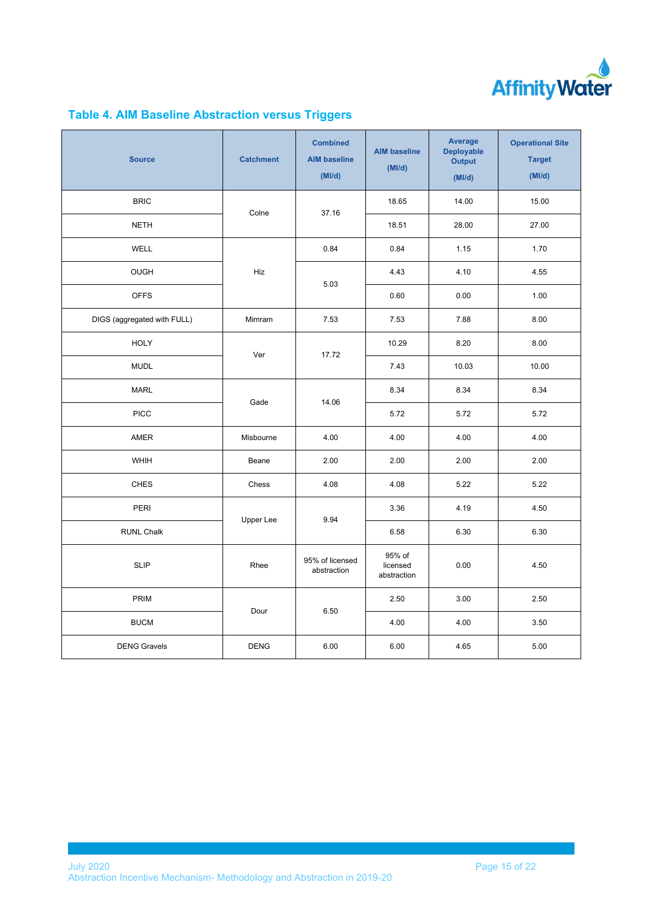## Table 4. AIM Baseline Abstraction versus Triggers

| Source | Catchment | Combined AIM baseline (Ml/d) | AIM baseline (Ml/d) | Average Deployable Output (Ml/d) | Operational Site Target (Ml/d) |
|---|---|---|---|---|---|
| BRIC | Colne | 37.16 | 18.65 | 14.00 | 15.00 |
| NETH | | | 18.51 | 28.00 | 27.00 |
| WELL | Hiz | 0.84 | 0.84 | 1.15 | 1.70 |
| OUGH | | 5.03 | 4.43 | 4.10 | 4.55 |
| OFFS | | | 0.60 | 0.00 | 1.00 |
| DIGS (aggregated with FULL) | Mimram | 7.53 | 7.53 | 7.88 | 8.00 |
| HOLY | Ver | 17.72 | 10.29 | 8.20 | 8.00 |
| MUDL | | | 7.43 | 10.03 | 10.00 |
| MARL | Gade | 14.06 | 8.34 | 8.34 | 8.34 |
| PICC | | | 5.72 | 5.72 | 5.72 |
| AMER | Misbourne | 4.00 | 4.00 | 4.00 | 4.00 |
| WHIH | Beane | 2.00 | 2.00 | 2.00 | 2.00 |
| CHES | Chess | 4.08 | 4.08 | 5.22 | 5.22 |
| PERI | Upper Lee | 9.94 | 3.36 | 4.19 | 4.50 |
| RUNL Chalk | | | 6.58 | 6.30 | 6.30 |
| SLIP | Rhee | 95% of licensed abstraction | 95% of licensed abstraction | 0.00 | 4.50 |
| PRIM | Dour | 6.50 | 2.50 | 3.00 | 2.50 |
| BUCM | | | 4.00 | 4.00 | 3.50 |
| DENG Gravels | DENG | 6.00 | 6.00 | 4.65 | 5.00 |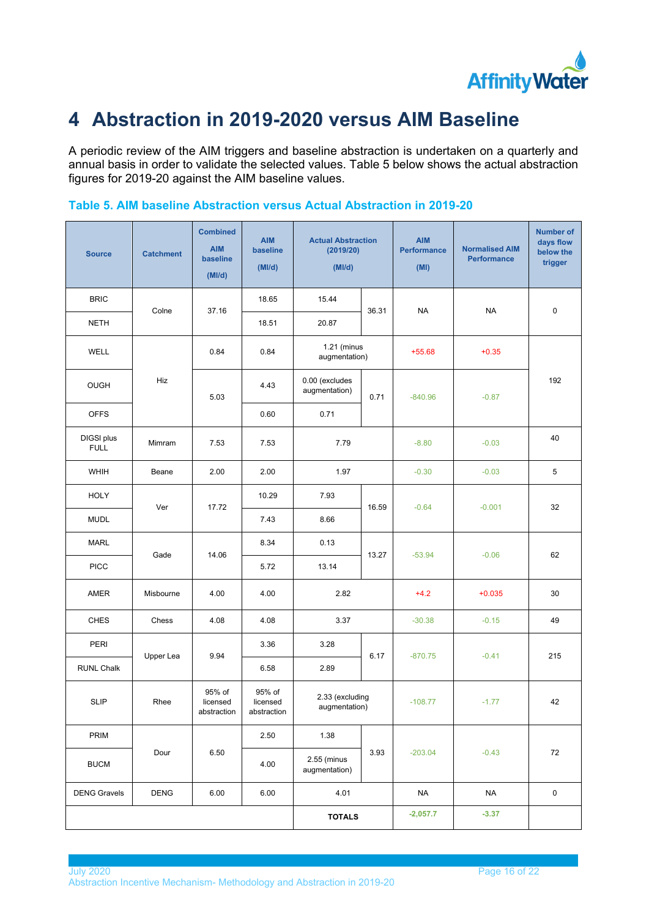# 4 Abstraction in 2019-2020 versus AIM Baseline

A periodic review of the AIM triggers and baseline abstraction is undertaken on a quarterly and annual basis in order to validate the selected values. Table 5 below shows the actual abstraction figures for 2019-20 against the AIM baseline values.

**Table 5. AIM baseline Abstraction versus Actual Abstraction in 2019-20**

| Source | Catchment | Combined AIM baseline (Ml/d) | AIM baseline (Ml/d) | Actual Abstraction (2019/20) (Ml/d) | | AIM Performance (Ml) | Normalised AIM Performance | Number of days flow below the trigger |
|---|---|---|---|---|---|---|---|---|
| BRIC | Colne | 37.16 | 18.65 | 15.44 | 36.31 | NA | NA | 0 |
| NETH | | | 18.51 | 20.87 | | | | |
| WELL | Hiz | 0.84 | 0.84 | 1.21 (minus augmentation) | | +55.68 | +0.35 | 192 |
| OUGH | | 5.03 | 4.43 | 0.00 (excludes augmentation) | 0.71 | -840.96 | -0.87 | |
| OFFS | | | 0.60 | 0.71 | | | | |
| DIGSI plus FULL | Mimram | 7.53 | 7.53 | 7.79 | | -8.80 | -0.03 | 40 |
| WHIH | Beane | 2.00 | 2.00 | 1.97 | | -0.30 | -0.03 | 5 |
| HOLY | Ver | 17.72 | 10.29 | 7.93 | 16.59 | -0.64 | -0.001 | 32 |
| MUDL | | | 7.43 | 8.66 | | | | |
| MARL | Gade | 14.06 | 8.34 | 0.13 | 13.27 | -53.94 | -0.06 | 62 |
| PICC | | | 5.72 | 13.14 | | | | |
| AMER | Misbourne | 4.00 | 4.00 | 2.82 | | +4.2 | +0.035 | 30 |
| CHES | Chess | 4.08 | 4.08 | 3.37 | | -30.38 | -0.15 | 49 |
| PERI | Upper Lea | 9.94 | 3.36 | 3.28 | 6.17 | -870.75 | -0.41 | 215 |
| RUNL Chalk | | | 6.58 | 2.89 | | | | |
| SLIP | Rhee | 95% of licensed abstraction | 95% of licensed abstraction | 2.33 (excluding augmentation) | | -108.77 | -1.77 | 42 |
| PRIM | Dour | 6.50 | 2.50 | 1.38 | 3.93 | -203.04 | -0.43 | 72 |
| BUCM | | | 4.00 | 2.55 (minus augmentation) | | | | |
| DENG Gravels | DENG | 6.00 | 6.00 | 4.01 | | NA | NA | 0 |
| | | | | **TOTALS** | | **-2,057.7** | **-3.37** | |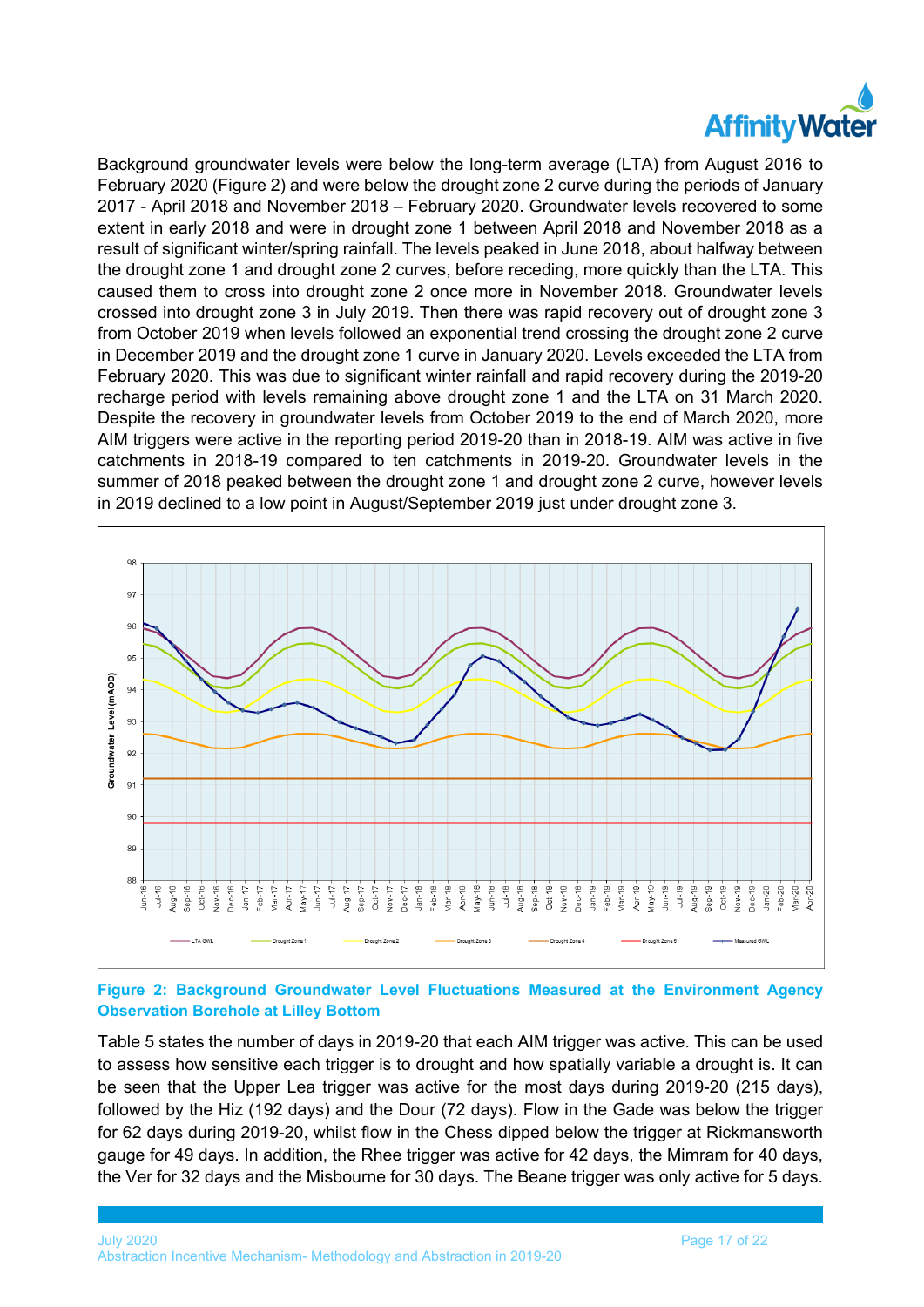Background groundwater levels were below the long-term average (LTA) from August 2016 to February 2020 (Figure 2) and were below the drought zone 2 curve during the periods of January 2017 - April 2018 and November 2018 – February 2020. Groundwater levels recovered to some extent in early 2018 and were in drought zone 1 between April 2018 and November 2018 as a result of significant winter/spring rainfall. The levels peaked in June 2018, about halfway between the drought zone 1 and drought zone 2 curves, before receding, more quickly than the LTA. This caused them to cross into drought zone 2 once more in November 2018. Groundwater levels crossed into drought zone 3 in July 2019. Then there was rapid recovery out of drought zone 3 from October 2019 when levels followed an exponential trend crossing the drought zone 2 curve in December 2019 and the drought zone 1 curve in January 2020. Levels exceeded the LTA from February 2020. This was due to significant winter rainfall and rapid recovery during the 2019-20 recharge period with levels remaining above drought zone 1 and the LTA on 31 March 2020. Despite the recovery in groundwater levels from October 2019 to the end of March 2020, more AIM triggers were active in the reporting period 2019-20 than in 2018-19. AIM was active in five catchments in 2018-19 compared to ten catchments in 2019-20. Groundwater levels in the summer of 2018 peaked between the drought zone 1 and drought zone 2 curve, however levels in 2019 declined to a low point in August/September 2019 just under drought zone 3.

**Figure 2: Background Groundwater Level Fluctuations Measured at the Environment Agency Observation Borehole at Lilley Bottom**

Table 5 states the number of days in 2019-20 that each AIM trigger was active. This can be used to assess how sensitive each trigger is to drought and how spatially variable a drought is. It can be seen that the Upper Lea trigger was active for the most days during 2019-20 (215 days), followed by the Hiz (192 days) and the Dour (72 days). Flow in the Gade was below the trigger for 62 days during 2019-20, whilst flow in the Chess dipped below the trigger at Rickmansworth gauge for 49 days. In addition, the Rhee trigger was active for 42 days, the Mimram for 40 days, the Ver for 32 days and the Misbourne for 30 days. The Beane trigger was only active for 5 days.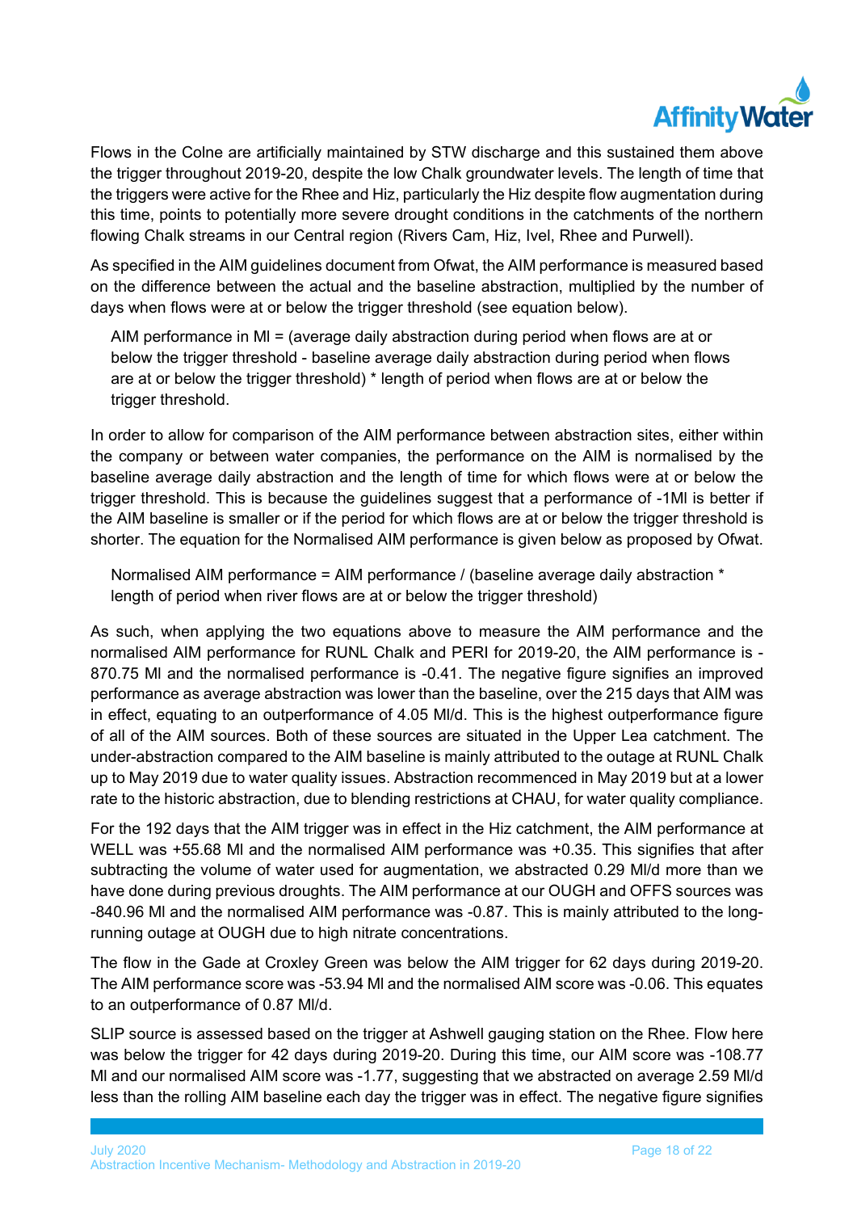Flows in the Colne are artificially maintained by STW discharge and this sustained them above the trigger throughout 2019-20, despite the low Chalk groundwater levels. The length of time that the triggers were active for the Rhee and Hiz, particularly the Hiz despite flow augmentation during this time, points to potentially more severe drought conditions in the catchments of the northern flowing Chalk streams in our Central region (Rivers Cam, Hiz, Ivel, Rhee and Purwell).

As specified in the AIM guidelines document from Ofwat, the AIM performance is measured based on the difference between the actual and the baseline abstraction, multiplied by the number of days when flows were at or below the trigger threshold (see equation below).

> AIM performance in Ml = (average daily abstraction during period when flows are at or below the trigger threshold - baseline average daily abstraction during period when flows are at or below the trigger threshold) * length of period when flows are at or below the trigger threshold.

In order to allow for comparison of the AIM performance between abstraction sites, either within the company or between water companies, the performance on the AIM is normalised by the baseline average daily abstraction and the length of time for which flows were at or below the trigger threshold. This is because the guidelines suggest that a performance of -1Ml is better if the AIM baseline is smaller or if the period for which flows are at or below the trigger threshold is shorter. The equation for the Normalised AIM performance is given below as proposed by Ofwat.

> Normalised AIM performance = AIM performance / (baseline average daily abstraction * length of period when river flows are at or below the trigger threshold)

As such, when applying the two equations above to measure the AIM performance and the normalised AIM performance for RUNL Chalk and PERI for 2019-20, the AIM performance is -870.75 Ml and the normalised performance is -0.41. The negative figure signifies an improved performance as average abstraction was lower than the baseline, over the 215 days that AIM was in effect, equating to an outperformance of 4.05 Ml/d. This is the highest outperformance figure of all of the AIM sources. Both of these sources are situated in the Upper Lea catchment. The under-abstraction compared to the AIM baseline is mainly attributed to the outage at RUNL Chalk up to May 2019 due to water quality issues. Abstraction recommenced in May 2019 but at a lower rate to the historic abstraction, due to blending restrictions at CHAU, for water quality compliance.

For the 192 days that the AIM trigger was in effect in the Hiz catchment, the AIM performance at WELL was +55.68 Ml and the normalised AIM performance was +0.35. This signifies that after subtracting the volume of water used for augmentation, we abstracted 0.29 Ml/d more than we have done during previous droughts. The AIM performance at our OUGH and OFFS sources was -840.96 Ml and the normalised AIM performance was -0.87. This is mainly attributed to the long-running outage at OUGH due to high nitrate concentrations.

The flow in the Gade at Croxley Green was below the AIM trigger for 62 days during 2019-20. The AIM performance score was -53.94 Ml and the normalised AIM score was -0.06. This equates to an outperformance of 0.87 Ml/d.

SLIP source is assessed based on the trigger at Ashwell gauging station on the Rhee. Flow here was below the trigger for 42 days during 2019-20. During this time, our AIM score was -108.77 Ml and our normalised AIM score was -1.77, suggesting that we abstracted on average 2.59 Ml/d less than the rolling AIM baseline each day the trigger was in effect. The negative figure signifies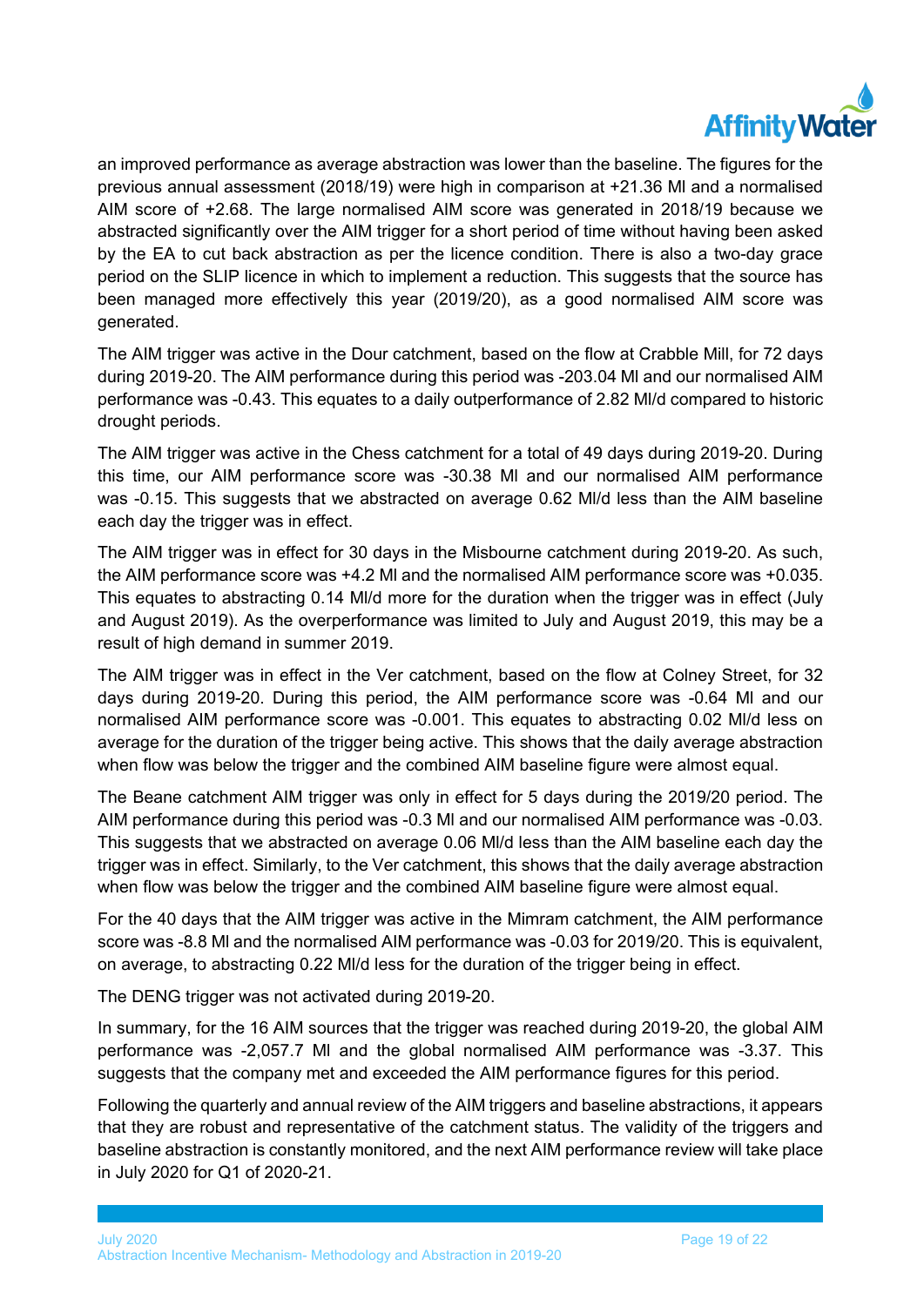an improved performance as average abstraction was lower than the baseline. The figures for the previous annual assessment (2018/19) were high in comparison at +21.36 Ml and a normalised AIM score of +2.68. The large normalised AIM score was generated in 2018/19 because we abstracted significantly over the AIM trigger for a short period of time without having been asked by the EA to cut back abstraction as per the licence condition. There is also a two-day grace period on the SLIP licence in which to implement a reduction. This suggests that the source has been managed more effectively this year (2019/20), as a good normalised AIM score was generated.

The AIM trigger was active in the Dour catchment, based on the flow at Crabble Mill, for 72 days during 2019-20. The AIM performance during this period was -203.04 Ml and our normalised AIM performance was -0.43. This equates to a daily outperformance of 2.82 Ml/d compared to historic drought periods.

The AIM trigger was active in the Chess catchment for a total of 49 days during 2019-20. During this time, our AIM performance score was -30.38 Ml and our normalised AIM performance was -0.15. This suggests that we abstracted on average 0.62 Ml/d less than the AIM baseline each day the trigger was in effect.

The AIM trigger was in effect for 30 days in the Misbourne catchment during 2019-20. As such, the AIM performance score was +4.2 Ml and the normalised AIM performance score was +0.035. This equates to abstracting 0.14 Ml/d more for the duration when the trigger was in effect (July and August 2019). As the overperformance was limited to July and August 2019, this may be a result of high demand in summer 2019.

The AIM trigger was in effect in the Ver catchment, based on the flow at Colney Street, for 32 days during 2019-20. During this period, the AIM performance score was -0.64 Ml and our normalised AIM performance score was -0.001. This equates to abstracting 0.02 Ml/d less on average for the duration of the trigger being active. This shows that the daily average abstraction when flow was below the trigger and the combined AIM baseline figure were almost equal.

The Beane catchment AIM trigger was only in effect for 5 days during the 2019/20 period. The AIM performance during this period was -0.3 Ml and our normalised AIM performance was -0.03. This suggests that we abstracted on average 0.06 Ml/d less than the AIM baseline each day the trigger was in effect. Similarly, to the Ver catchment, this shows that the daily average abstraction when flow was below the trigger and the combined AIM baseline figure were almost equal.

For the 40 days that the AIM trigger was active in the Mimram catchment, the AIM performance score was -8.8 Ml and the normalised AIM performance was -0.03 for 2019/20. This is equivalent, on average, to abstracting 0.22 Ml/d less for the duration of the trigger being in effect.

The DENG trigger was not activated during 2019-20.

In summary, for the 16 AIM sources that the trigger was reached during 2019-20, the global AIM performance was -2,057.7 Ml and the global normalised AIM performance was -3.37. This suggests that the company met and exceeded the AIM performance figures for this period.

Following the quarterly and annual review of the AIM triggers and baseline abstractions, it appears that they are robust and representative of the catchment status. The validity of the triggers and baseline abstraction is constantly monitored, and the next AIM performance review will take place in July 2020 for Q1 of 2020-21.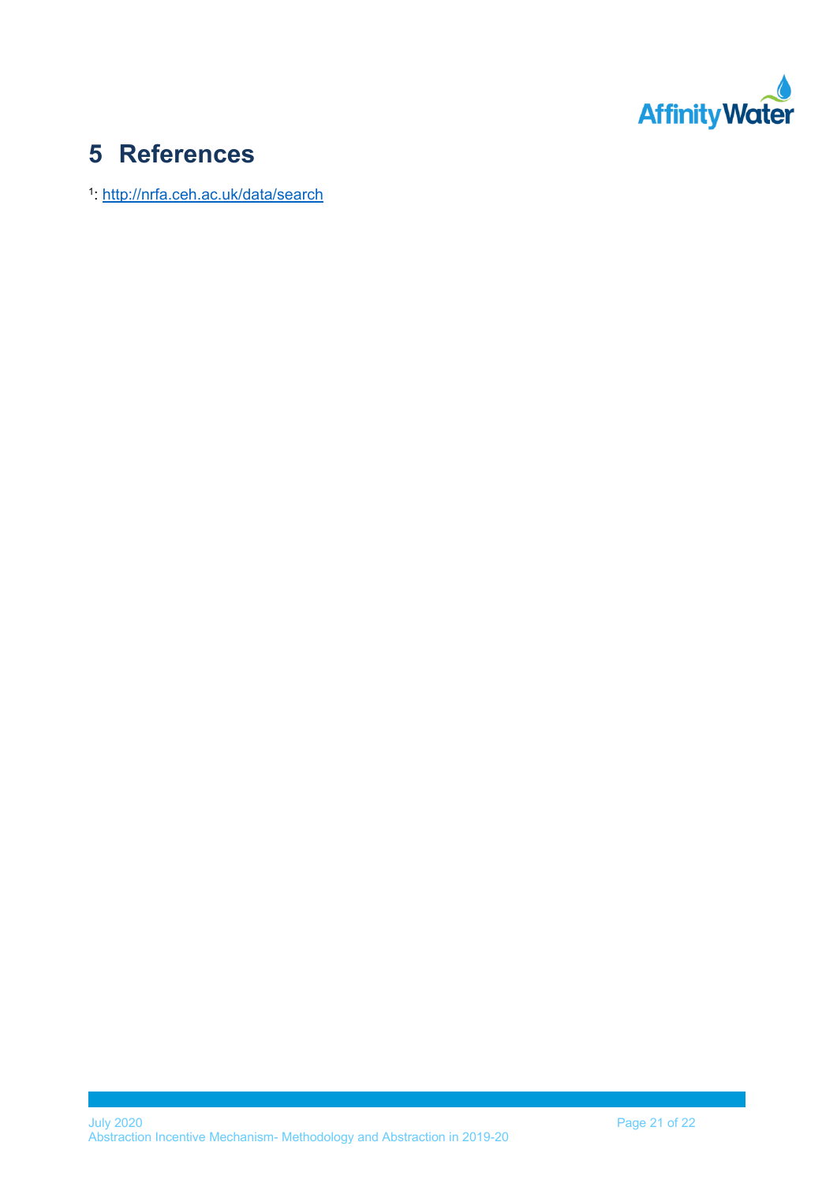# 5 References

[1]: http://nrfa.ceh.ac.uk/data/search